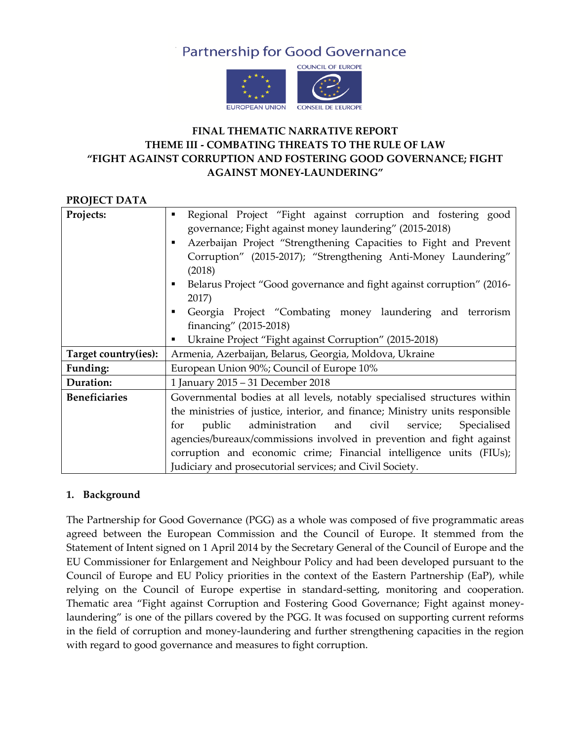Partnership for Good Governance

COUNCIL OF EUROPE

EUROPEAN UNION CONSEIL DE L'EUROPE

# FINAL THEMATIC NARRATIVE REPORT
# THEME III - COMBATING THREATS TO THE RULE OF LAW
# "FIGHT AGAINST CORRUPTION AND FOSTERING GOOD GOVERNANCE; FIGHT AGAINST MONEY-LAUNDERING"

**PROJECT DATA**

| | |
|---|---|
| **Projects:** | ▪ Regional Project "Fight against corruption and fostering good governance; Fight against money laundering" (2015-2018)<br>▪ Azerbaijan Project "Strengthening Capacities to Fight and Prevent Corruption" (2015-2017); "Strengthening Anti-Money Laundering" (2018)<br>▪ Belarus Project "Good governance and fight against corruption" (2016-2017)<br>▪ Georgia Project "Combating money laundering and terrorism financing" (2015-2018)<br>▪ Ukraine Project "Fight against Corruption" (2015-2018) |
| **Target country(ies):** | Armenia, Azerbaijan, Belarus, Georgia, Moldova, Ukraine |
| **Funding:** | European Union 90%; Council of Europe 10% |
| **Duration:** | 1 January 2015 – 31 December 2018 |
| **Beneficiaries** | Governmental bodies at all levels, notably specialised structures within the ministries of justice, interior, and finance; Ministry units responsible for public administration and civil service; Specialised agencies/bureaux/commissions involved in prevention and fight against corruption and economic crime; Financial intelligence units (FIUs); Judiciary and prosecutorial services; and Civil Society. |

## 1. Background

The Partnership for Good Governance (PGG) as a whole was composed of five programmatic areas agreed between the European Commission and the Council of Europe. It stemmed from the Statement of Intent signed on 1 April 2014 by the Secretary General of the Council of Europe and the EU Commissioner for Enlargement and Neighbour Policy and had been developed pursuant to the Council of Europe and EU Policy priorities in the context of the Eastern Partnership (EaP), while relying on the Council of Europe expertise in standard-setting, monitoring and cooperation. Thematic area "Fight against Corruption and Fostering Good Governance; Fight against money-laundering" is one of the pillars covered by the PGG. It was focused on supporting current reforms in the field of corruption and money-laundering and further strengthening capacities in the region with regard to good governance and measures to fight corruption.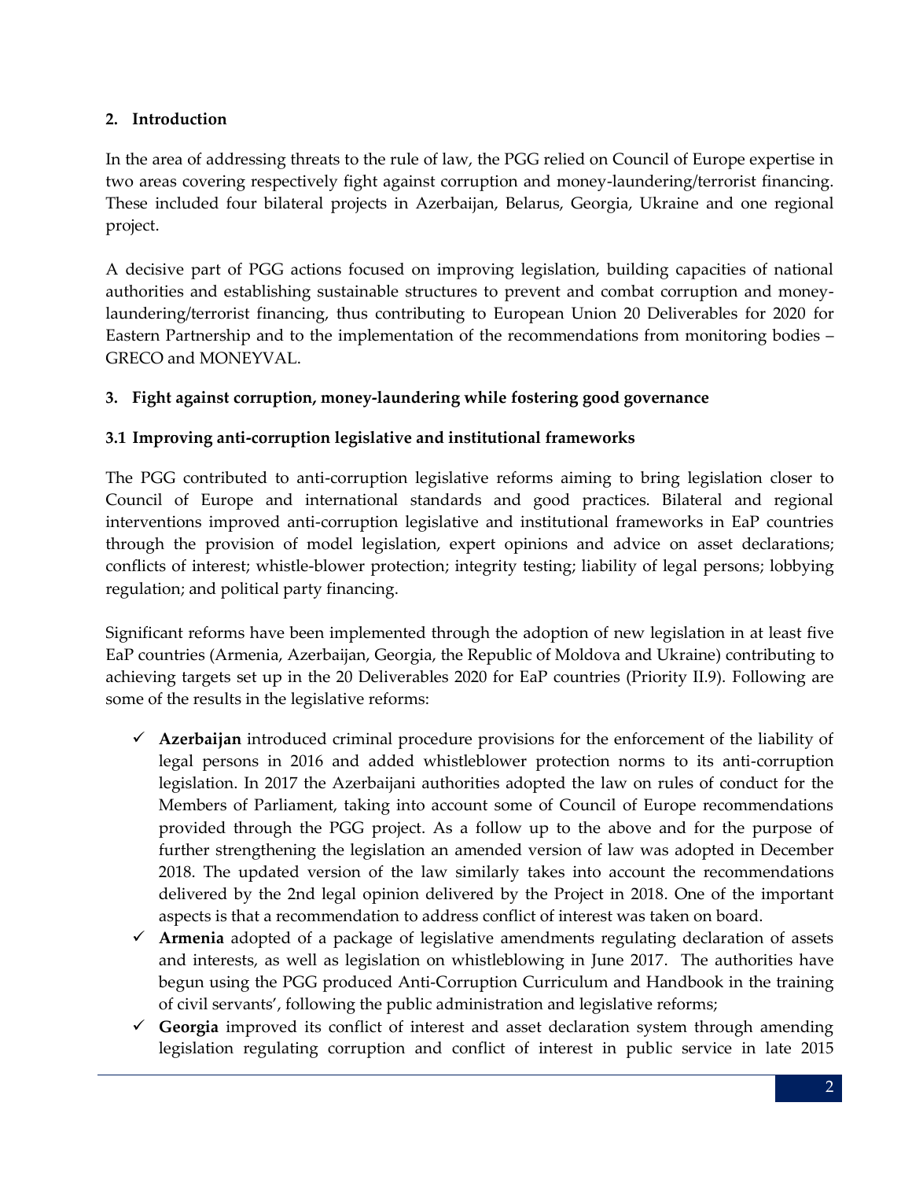## 2. Introduction

In the area of addressing threats to the rule of law, the PGG relied on Council of Europe expertise in two areas covering respectively fight against corruption and money-laundering/terrorist financing. These included four bilateral projects in Azerbaijan, Belarus, Georgia, Ukraine and one regional project.

A decisive part of PGG actions focused on improving legislation, building capacities of national authorities and establishing sustainable structures to prevent and combat corruption and money-laundering/terrorist financing, thus contributing to European Union 20 Deliverables for 2020 for Eastern Partnership and to the implementation of the recommendations from monitoring bodies – GRECO and MONEYVAL.

## 3. Fight against corruption, money-laundering while fostering good governance

### 3.1 Improving anti-corruption legislative and institutional frameworks

The PGG contributed to anti-corruption legislative reforms aiming to bring legislation closer to Council of Europe and international standards and good practices. Bilateral and regional interventions improved anti-corruption legislative and institutional frameworks in EaP countries through the provision of model legislation, expert opinions and advice on asset declarations; conflicts of interest; whistle-blower protection; integrity testing; liability of legal persons; lobbying regulation; and political party financing.

Significant reforms have been implemented through the adoption of new legislation in at least five EaP countries (Armenia, Azerbaijan, Georgia, the Republic of Moldova and Ukraine) contributing to achieving targets set up in the 20 Deliverables 2020 for EaP countries (Priority II.9). Following are some of the results in the legislative reforms:

- ✓ **Azerbaijan** introduced criminal procedure provisions for the enforcement of the liability of legal persons in 2016 and added whistleblower protection norms to its anti-corruption legislation. In 2017 the Azerbaijani authorities adopted the law on rules of conduct for the Members of Parliament, taking into account some of Council of Europe recommendations provided through the PGG project. As a follow up to the above and for the purpose of further strengthening the legislation an amended version of law was adopted in December 2018. The updated version of the law similarly takes into account the recommendations delivered by the 2nd legal opinion delivered by the Project in 2018. One of the important aspects is that a recommendation to address conflict of interest was taken on board.
- ✓ **Armenia** adopted of a package of legislative amendments regulating declaration of assets and interests, as well as legislation on whistleblowing in June 2017. The authorities have begun using the PGG produced Anti-Corruption Curriculum and Handbook in the training of civil servants', following the public administration and legislative reforms;
- ✓ **Georgia** improved its conflict of interest and asset declaration system through amending legislation regulating corruption and conflict of interest in public service in late 2015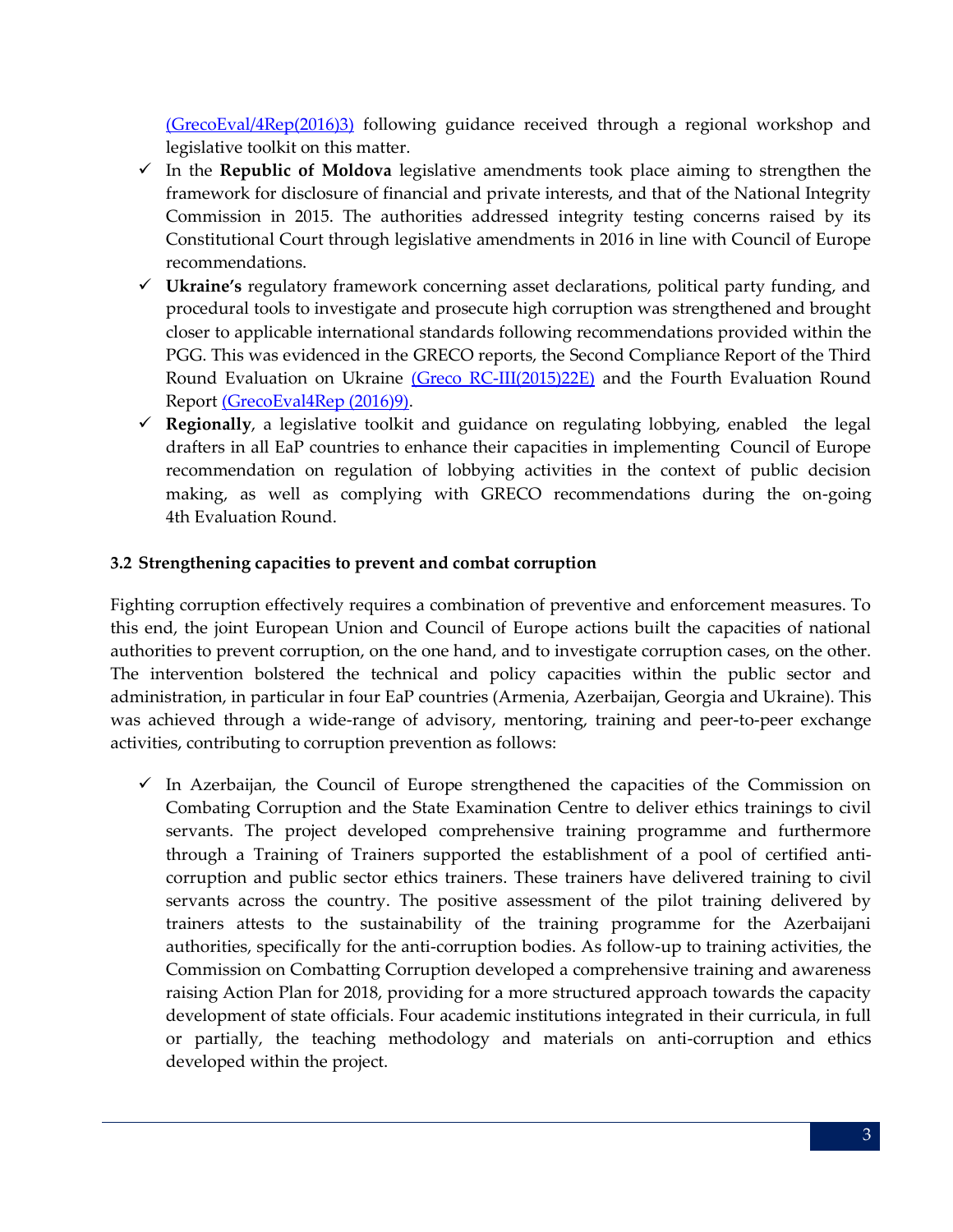(GrecoEval/4Rep(2016)3) following guidance received through a regional workshop and legislative toolkit on this matter.

- ✓ In the **Republic of Moldova** legislative amendments took place aiming to strengthen the framework for disclosure of financial and private interests, and that of the National Integrity Commission in 2015. The authorities addressed integrity testing concerns raised by its Constitutional Court through legislative amendments in 2016 in line with Council of Europe recommendations.
- ✓ **Ukraine's** regulatory framework concerning asset declarations, political party funding, and procedural tools to investigate and prosecute high corruption was strengthened and brought closer to applicable international standards following recommendations provided within the PGG. This was evidenced in the GRECO reports, the Second Compliance Report of the Third Round Evaluation on Ukraine (Greco RC-III(2015)22E) and the Fourth Evaluation Round Report (GrecoEval4Rep (2016)9).
- ✓ **Regionally**, a legislative toolkit and guidance on regulating lobbying, enabled the legal drafters in all EaP countries to enhance their capacities in implementing Council of Europe recommendation on regulation of lobbying activities in the context of public decision making, as well as complying with GRECO recommendations during the on-going 4th Evaluation Round.

### 3.2 Strengthening capacities to prevent and combat corruption

Fighting corruption effectively requires a combination of preventive and enforcement measures. To this end, the joint European Union and Council of Europe actions built the capacities of national authorities to prevent corruption, on the one hand, and to investigate corruption cases, on the other. The intervention bolstered the technical and policy capacities within the public sector and administration, in particular in four EaP countries (Armenia, Azerbaijan, Georgia and Ukraine). This was achieved through a wide-range of advisory, mentoring, training and peer-to-peer exchange activities, contributing to corruption prevention as follows:

- ✓ In Azerbaijan, the Council of Europe strengthened the capacities of the Commission on Combating Corruption and the State Examination Centre to deliver ethics trainings to civil servants. The project developed comprehensive training programme and furthermore through a Training of Trainers supported the establishment of a pool of certified anti-corruption and public sector ethics trainers. These trainers have delivered training to civil servants across the country. The positive assessment of the pilot training delivered by trainers attests to the sustainability of the training programme for the Azerbaijani authorities, specifically for the anti-corruption bodies. As follow-up to training activities, the Commission on Combatting Corruption developed a comprehensive training and awareness raising Action Plan for 2018, providing for a more structured approach towards the capacity development of state officials. Four academic institutions integrated in their curricula, in full or partially, the teaching methodology and materials on anti-corruption and ethics developed within the project.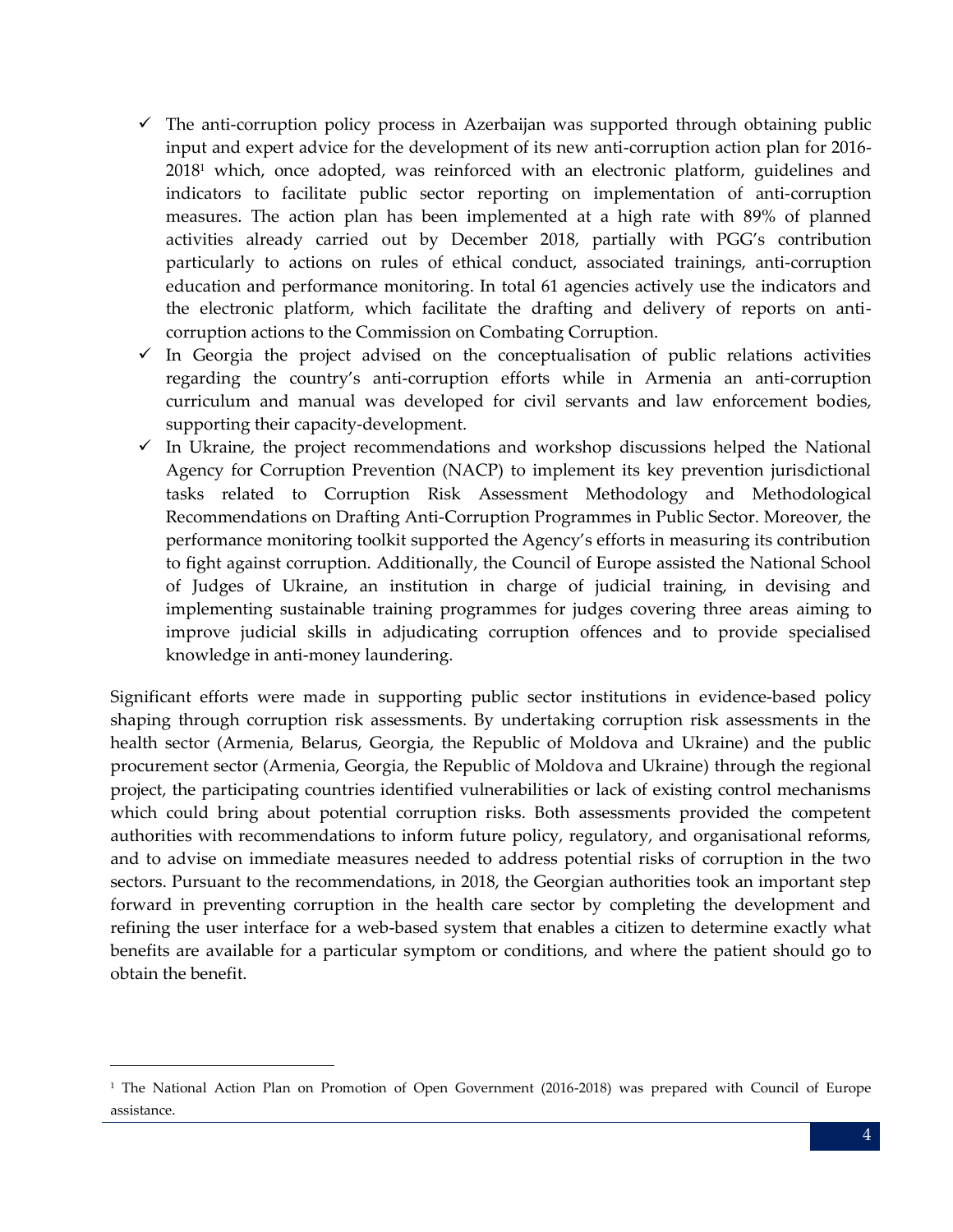- ✓ The anti-corruption policy process in Azerbaijan was supported through obtaining public input and expert advice for the development of its new anti-corruption action plan for 2016-2018[1] which, once adopted, was reinforced with an electronic platform, guidelines and indicators to facilitate public sector reporting on implementation of anti-corruption measures. The action plan has been implemented at a high rate with 89% of planned activities already carried out by December 2018, partially with PGG's contribution particularly to actions on rules of ethical conduct, associated trainings, anti-corruption education and performance monitoring. In total 61 agencies actively use the indicators and the electronic platform, which facilitate the drafting and delivery of reports on anti-corruption actions to the Commission on Combating Corruption.
- ✓ In Georgia the project advised on the conceptualisation of public relations activities regarding the country's anti-corruption efforts while in Armenia an anti-corruption curriculum and manual was developed for civil servants and law enforcement bodies, supporting their capacity-development.
- ✓ In Ukraine, the project recommendations and workshop discussions helped the National Agency for Corruption Prevention (NACP) to implement its key prevention jurisdictional tasks related to Corruption Risk Assessment Methodology and Methodological Recommendations on Drafting Anti-Corruption Programmes in Public Sector. Moreover, the performance monitoring toolkit supported the Agency's efforts in measuring its contribution to fight against corruption. Additionally, the Council of Europe assisted the National School of Judges of Ukraine, an institution in charge of judicial training, in devising and implementing sustainable training programmes for judges covering three areas aiming to improve judicial skills in adjudicating corruption offences and to provide specialised knowledge in anti-money laundering.

Significant efforts were made in supporting public sector institutions in evidence-based policy shaping through corruption risk assessments. By undertaking corruption risk assessments in the health sector (Armenia, Belarus, Georgia, the Republic of Moldova and Ukraine) and the public procurement sector (Armenia, Georgia, the Republic of Moldova and Ukraine) through the regional project, the participating countries identified vulnerabilities or lack of existing control mechanisms which could bring about potential corruption risks. Both assessments provided the competent authorities with recommendations to inform future policy, regulatory, and organisational reforms, and to advise on immediate measures needed to address potential risks of corruption in the two sectors. Pursuant to the recommendations, in 2018, the Georgian authorities took an important step forward in preventing corruption in the health care sector by completing the development and refining the user interface for a web-based system that enables a citizen to determine exactly what benefits are available for a particular symptom or conditions, and where the patient should go to obtain the benefit.

[1] The National Action Plan on Promotion of Open Government (2016-2018) was prepared with Council of Europe assistance.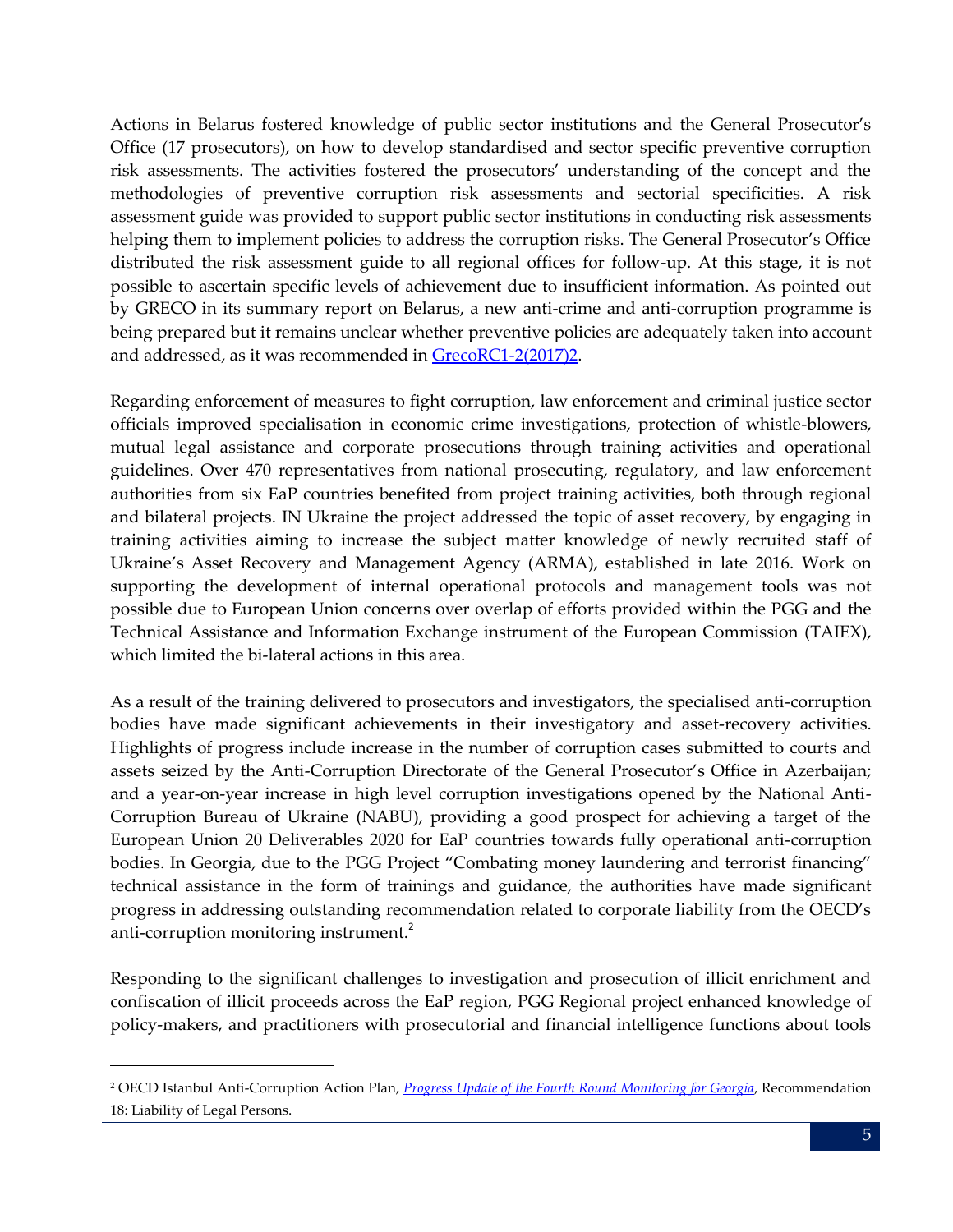Actions in Belarus fostered knowledge of public sector institutions and the General Prosecutor's Office (17 prosecutors), on how to develop standardised and sector specific preventive corruption risk assessments. The activities fostered the prosecutors' understanding of the concept and the methodologies of preventive corruption risk assessments and sectorial specificities. A risk assessment guide was provided to support public sector institutions in conducting risk assessments helping them to implement policies to address the corruption risks. The General Prosecutor's Office distributed the risk assessment guide to all regional offices for follow-up. At this stage, it is not possible to ascertain specific levels of achievement due to insufficient information. As pointed out by GRECO in its summary report on Belarus, a new anti-crime and anti-corruption programme is being prepared but it remains unclear whether preventive policies are adequately taken into account and addressed, as it was recommended in GrecoRC1-2(2017)2.

Regarding enforcement of measures to fight corruption, law enforcement and criminal justice sector officials improved specialisation in economic crime investigations, protection of whistle-blowers, mutual legal assistance and corporate prosecutions through training activities and operational guidelines. Over 470 representatives from national prosecuting, regulatory, and law enforcement authorities from six EaP countries benefited from project training activities, both through regional and bilateral projects. IN Ukraine the project addressed the topic of asset recovery, by engaging in training activities aiming to increase the subject matter knowledge of newly recruited staff of Ukraine's Asset Recovery and Management Agency (ARMA), established in late 2016. Work on supporting the development of internal operational protocols and management tools was not possible due to European Union concerns over overlap of efforts provided within the PGG and the Technical Assistance and Information Exchange instrument of the European Commission (TAIEX), which limited the bi-lateral actions in this area.

As a result of the training delivered to prosecutors and investigators, the specialised anti-corruption bodies have made significant achievements in their investigatory and asset-recovery activities. Highlights of progress include increase in the number of corruption cases submitted to courts and assets seized by the Anti-Corruption Directorate of the General Prosecutor's Office in Azerbaijan; and a year-on-year increase in high level corruption investigations opened by the National Anti-Corruption Bureau of Ukraine (NABU), providing a good prospect for achieving a target of the European Union 20 Deliverables 2020 for EaP countries towards fully operational anti-corruption bodies. In Georgia, due to the PGG Project "Combating money laundering and terrorist financing" technical assistance in the form of trainings and guidance, the authorities have made significant progress in addressing outstanding recommendation related to corporate liability from the OECD's anti-corruption monitoring instrument.[2]

Responding to the significant challenges to investigation and prosecution of illicit enrichment and confiscation of illicit proceeds across the EaP region, PGG Regional project enhanced knowledge of policy-makers, and practitioners with prosecutorial and financial intelligence functions about tools

---

[2] OECD Istanbul Anti-Corruption Action Plan, *Progress Update of the Fourth Round Monitoring for Georgia*, Recommendation 18: Liability of Legal Persons.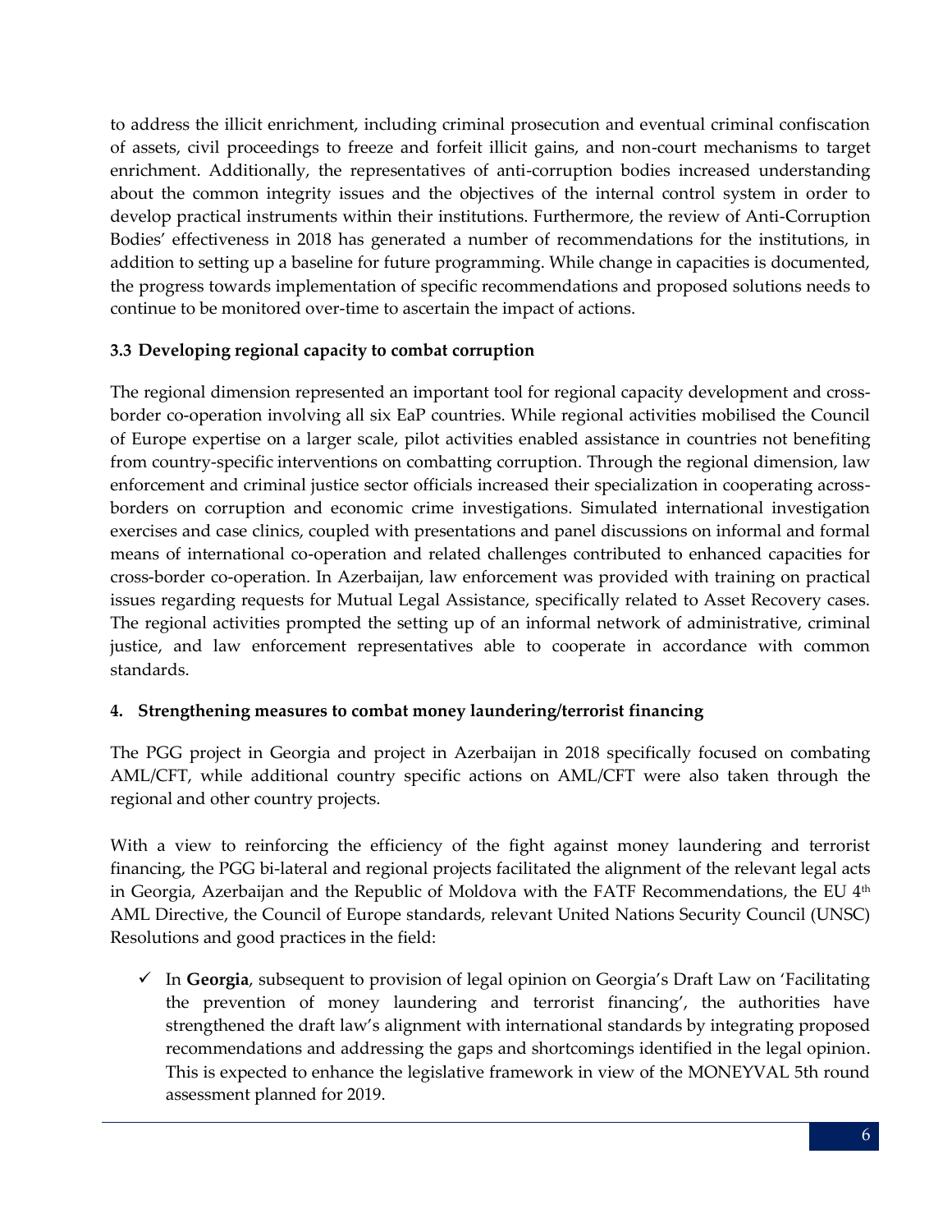to address the illicit enrichment, including criminal prosecution and eventual criminal confiscation of assets, civil proceedings to freeze and forfeit illicit gains, and non-court mechanisms to target enrichment. Additionally, the representatives of anti-corruption bodies increased understanding about the common integrity issues and the objectives of the internal control system in order to develop practical instruments within their institutions. Furthermore, the review of Anti-Corruption Bodies' effectiveness in 2018 has generated a number of recommendations for the institutions, in addition to setting up a baseline for future programming. While change in capacities is documented, the progress towards implementation of specific recommendations and proposed solutions needs to continue to be monitored over-time to ascertain the impact of actions.

### 3.3 Developing regional capacity to combat corruption

The regional dimension represented an important tool for regional capacity development and cross-border co-operation involving all six EaP countries. While regional activities mobilised the Council of Europe expertise on a larger scale, pilot activities enabled assistance in countries not benefiting from country-specific interventions on combatting corruption. Through the regional dimension, law enforcement and criminal justice sector officials increased their specialization in cooperating across-borders on corruption and economic crime investigations. Simulated international investigation exercises and case clinics, coupled with presentations and panel discussions on informal and formal means of international co-operation and related challenges contributed to enhanced capacities for cross-border co-operation. In Azerbaijan, law enforcement was provided with training on practical issues regarding requests for Mutual Legal Assistance, specifically related to Asset Recovery cases. The regional activities prompted the setting up of an informal network of administrative, criminal justice, and law enforcement representatives able to cooperate in accordance with common standards.

## 4. Strengthening measures to combat money laundering/terrorist financing

The PGG project in Georgia and project in Azerbaijan in 2018 specifically focused on combating AML/CFT, while additional country specific actions on AML/CFT were also taken through the regional and other country projects.

With a view to reinforcing the efficiency of the fight against money laundering and terrorist financing, the PGG bi-lateral and regional projects facilitated the alignment of the relevant legal acts in Georgia, Azerbaijan and the Republic of Moldova with the FATF Recommendations, the EU 4th AML Directive, the Council of Europe standards, relevant United Nations Security Council (UNSC) Resolutions and good practices in the field:

- ✓ In **Georgia**, subsequent to provision of legal opinion on Georgia's Draft Law on 'Facilitating the prevention of money laundering and terrorist financing', the authorities have strengthened the draft law's alignment with international standards by integrating proposed recommendations and addressing the gaps and shortcomings identified in the legal opinion. This is expected to enhance the legislative framework in view of the MONEYVAL 5th round assessment planned for 2019.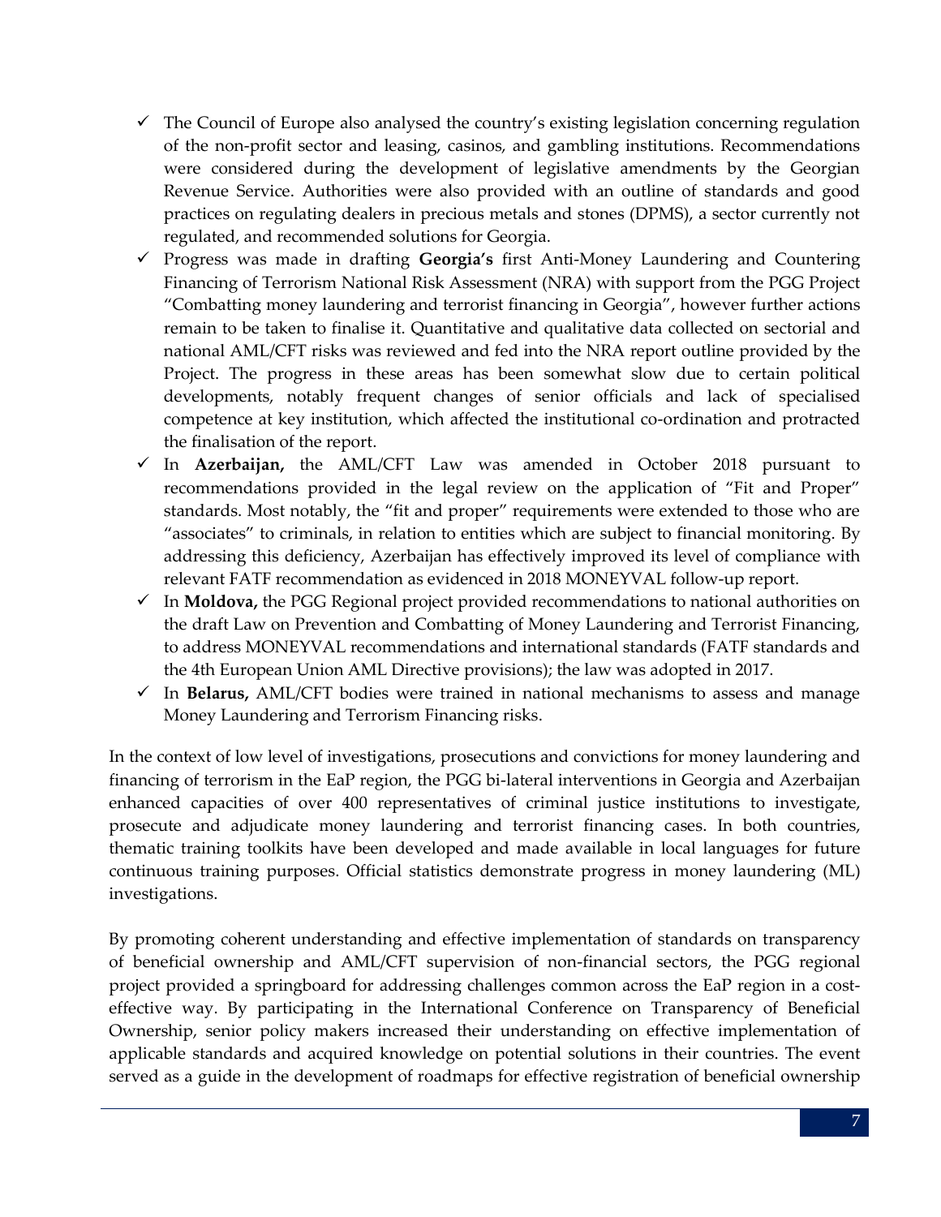- ✓ The Council of Europe also analysed the country's existing legislation concerning regulation of the non-profit sector and leasing, casinos, and gambling institutions. Recommendations were considered during the development of legislative amendments by the Georgian Revenue Service. Authorities were also provided with an outline of standards and good practices on regulating dealers in precious metals and stones (DPMS), a sector currently not regulated, and recommended solutions for Georgia.
- ✓ Progress was made in drafting **Georgia's** first Anti-Money Laundering and Countering Financing of Terrorism National Risk Assessment (NRA) with support from the PGG Project "Combatting money laundering and terrorist financing in Georgia", however further actions remain to be taken to finalise it. Quantitative and qualitative data collected on sectorial and national AML/CFT risks was reviewed and fed into the NRA report outline provided by the Project. The progress in these areas has been somewhat slow due to certain political developments, notably frequent changes of senior officials and lack of specialised competence at key institution, which affected the institutional co-ordination and protracted the finalisation of the report.
- ✓ In **Azerbaijan,** the AML/CFT Law was amended in October 2018 pursuant to recommendations provided in the legal review on the application of "Fit and Proper" standards. Most notably, the "fit and proper" requirements were extended to those who are "associates" to criminals, in relation to entities which are subject to financial monitoring. By addressing this deficiency, Azerbaijan has effectively improved its level of compliance with relevant FATF recommendation as evidenced in 2018 MONEYVAL follow-up report.
- ✓ In **Moldova,** the PGG Regional project provided recommendations to national authorities on the draft Law on Prevention and Combatting of Money Laundering and Terrorist Financing, to address MONEYVAL recommendations and international standards (FATF standards and the 4th European Union AML Directive provisions); the law was adopted in 2017.
- ✓ In **Belarus,** AML/CFT bodies were trained in national mechanisms to assess and manage Money Laundering and Terrorism Financing risks.

In the context of low level of investigations, prosecutions and convictions for money laundering and financing of terrorism in the EaP region, the PGG bi-lateral interventions in Georgia and Azerbaijan enhanced capacities of over 400 representatives of criminal justice institutions to investigate, prosecute and adjudicate money laundering and terrorist financing cases. In both countries, thematic training toolkits have been developed and made available in local languages for future continuous training purposes. Official statistics demonstrate progress in money laundering (ML) investigations.

By promoting coherent understanding and effective implementation of standards on transparency of beneficial ownership and AML/CFT supervision of non-financial sectors, the PGG regional project provided a springboard for addressing challenges common across the EaP region in a cost-effective way. By participating in the International Conference on Transparency of Beneficial Ownership, senior policy makers increased their understanding on effective implementation of applicable standards and acquired knowledge on potential solutions in their countries. The event served as a guide in the development of roadmaps for effective registration of beneficial ownership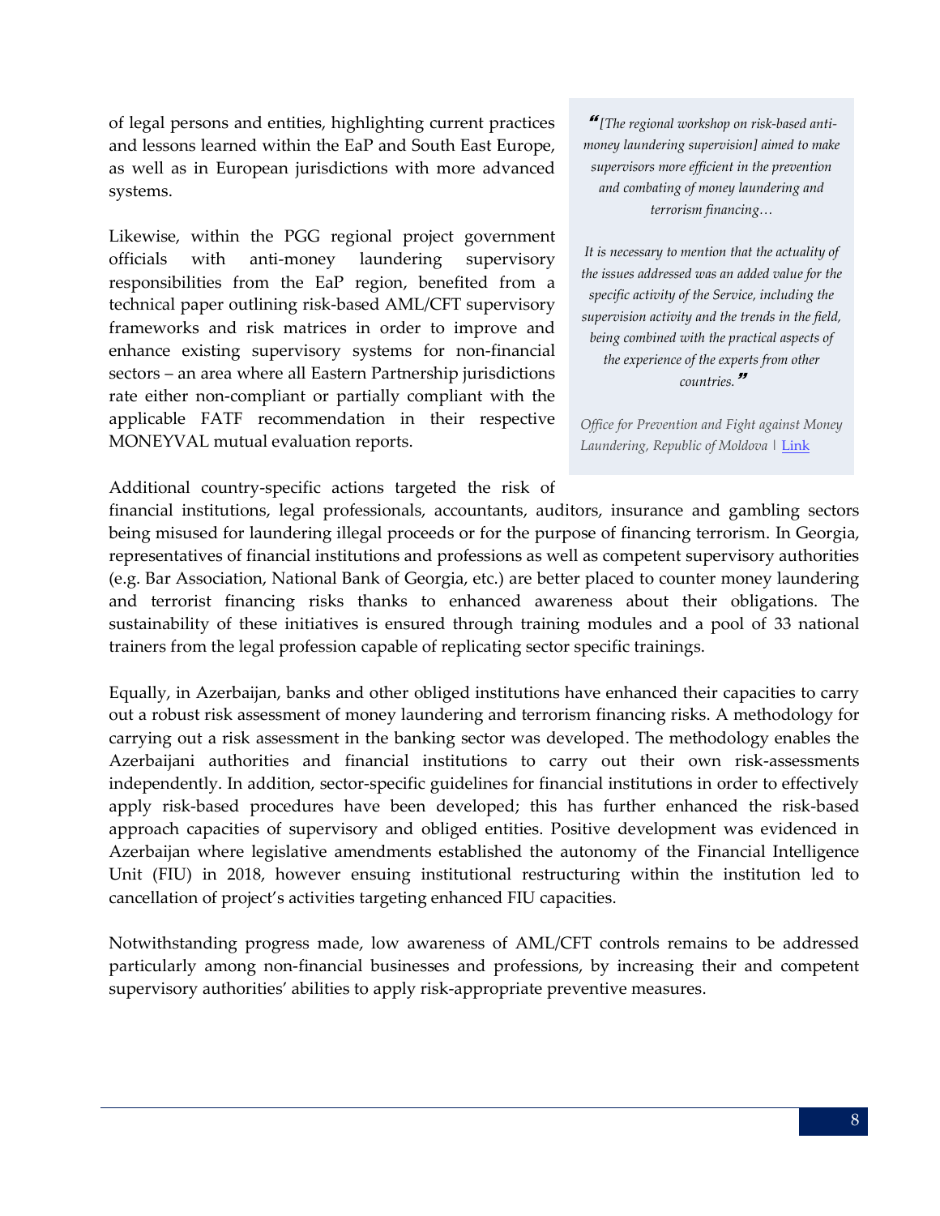of legal persons and entities, highlighting current practices and lessons learned within the EaP and South East Europe, as well as in European jurisdictions with more advanced systems.

Likewise, within the PGG regional project government officials with anti-money laundering supervisory responsibilities from the EaP region, benefited from a technical paper outlining risk-based AML/CFT supervisory frameworks and risk matrices in order to improve and enhance existing supervisory systems for non-financial sectors – an area where all Eastern Partnership jurisdictions rate either non-compliant or partially compliant with the applicable FATF recommendation in their respective MONEYVAL mutual evaluation reports.

> *"[The regional workshop on risk-based anti-money laundering supervision] aimed to make supervisors more efficient in the prevention and combating of money laundering and terrorism financing…*
>
> *It is necessary to mention that the actuality of the issues addressed was an added value for the specific activity of the Service, including the supervision activity and the trends in the field, being combined with the practical aspects of the experience of the experts from other countries."*
>
> *Office for Prevention and Fight against Money Laundering, Republic of Moldova* | Link

Additional country-specific actions targeted the risk of financial institutions, legal professionals, accountants, auditors, insurance and gambling sectors being misused for laundering illegal proceeds or for the purpose of financing terrorism. In Georgia, representatives of financial institutions and professions as well as competent supervisory authorities (e.g. Bar Association, National Bank of Georgia, etc.) are better placed to counter money laundering and terrorist financing risks thanks to enhanced awareness about their obligations. The sustainability of these initiatives is ensured through training modules and a pool of 33 national trainers from the legal profession capable of replicating sector specific trainings.

Equally, in Azerbaijan, banks and other obliged institutions have enhanced their capacities to carry out a robust risk assessment of money laundering and terrorism financing risks. A methodology for carrying out a risk assessment in the banking sector was developed. The methodology enables the Azerbaijani authorities and financial institutions to carry out their own risk-assessments independently. In addition, sector-specific guidelines for financial institutions in order to effectively apply risk-based procedures have been developed; this has further enhanced the risk-based approach capacities of supervisory and obliged entities. Positive development was evidenced in Azerbaijan where legislative amendments established the autonomy of the Financial Intelligence Unit (FIU) in 2018, however ensuing institutional restructuring within the institution led to cancellation of project's activities targeting enhanced FIU capacities.

Notwithstanding progress made, low awareness of AML/CFT controls remains to be addressed particularly among non-financial businesses and professions, by increasing their and competent supervisory authorities' abilities to apply risk-appropriate preventive measures.